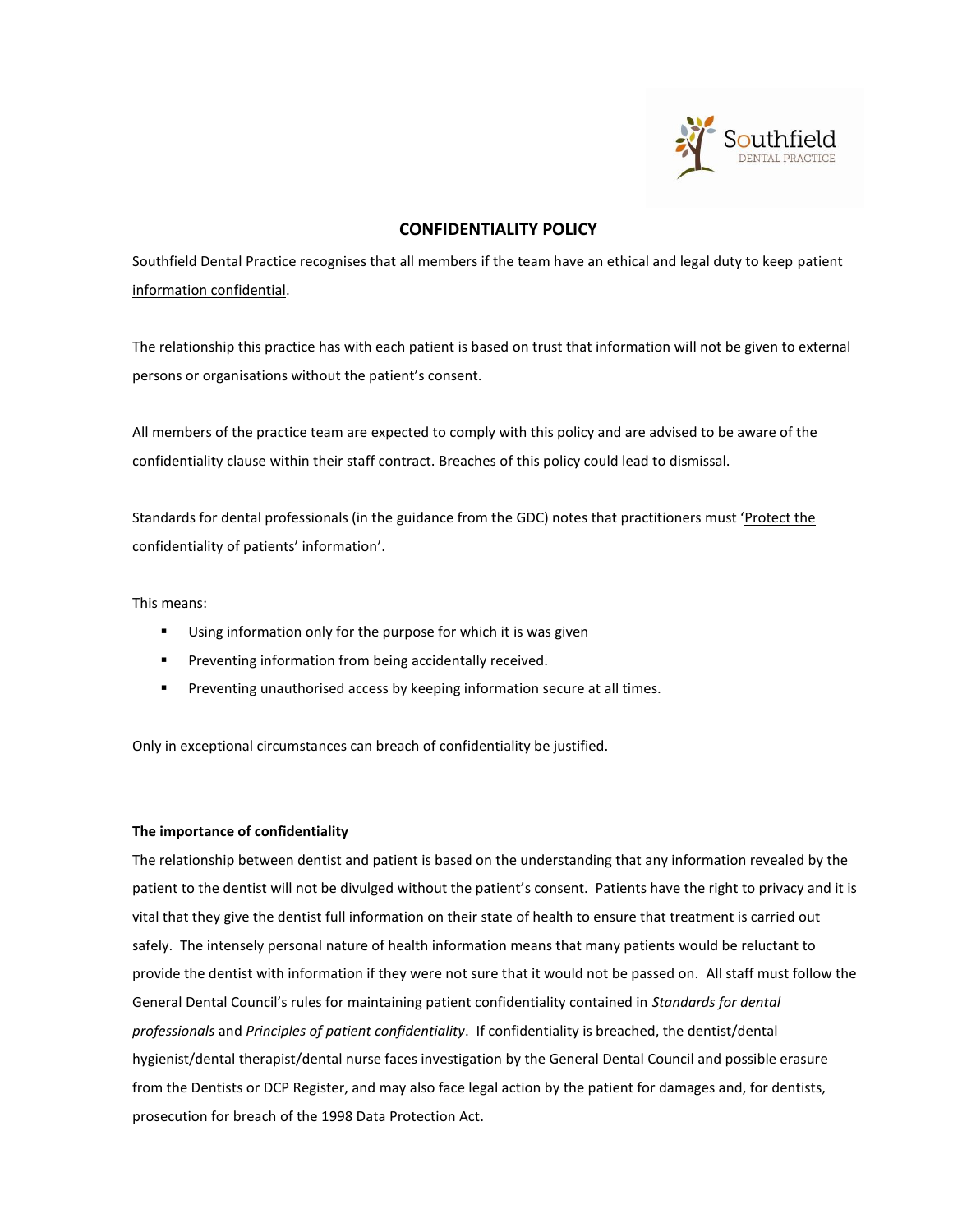Southfield DENTAL PRACTICE

# CONFIDENTIALITY POLICY

Southfield Dental Practice recognises that all members if the team have an ethical and legal duty to keep patient information confidential.

The relationship this practice has with each patient is based on trust that information will not be given to external persons or organisations without the patient's consent.

All members of the practice team are expected to comply with this policy and are advised to be aware of the confidentiality clause within their staff contract. Breaches of this policy could lead to dismissal.

Standards for dental professionals (in the guidance from the GDC) notes that practitioners must 'Protect the confidentiality of patients' information'.

This means:

- Using information only for the purpose for which it is was given
- Preventing information from being accidentally received.
- Preventing unauthorised access by keeping information secure at all times.

Only in exceptional circumstances can breach of confidentiality be justified.

**The importance of confidentiality**

The relationship between dentist and patient is based on the understanding that any information revealed by the patient to the dentist will not be divulged without the patient's consent. Patients have the right to privacy and it is vital that they give the dentist full information on their state of health to ensure that treatment is carried out safely. The intensely personal nature of health information means that many patients would be reluctant to provide the dentist with information if they were not sure that it would not be passed on. All staff must follow the General Dental Council's rules for maintaining patient confidentiality contained in *Standards for dental professionals* and *Principles of patient confidentiality*. If confidentiality is breached, the dentist/dental hygienist/dental therapist/dental nurse faces investigation by the General Dental Council and possible erasure from the Dentists or DCP Register, and may also face legal action by the patient for damages and, for dentists, prosecution for breach of the 1998 Data Protection Act.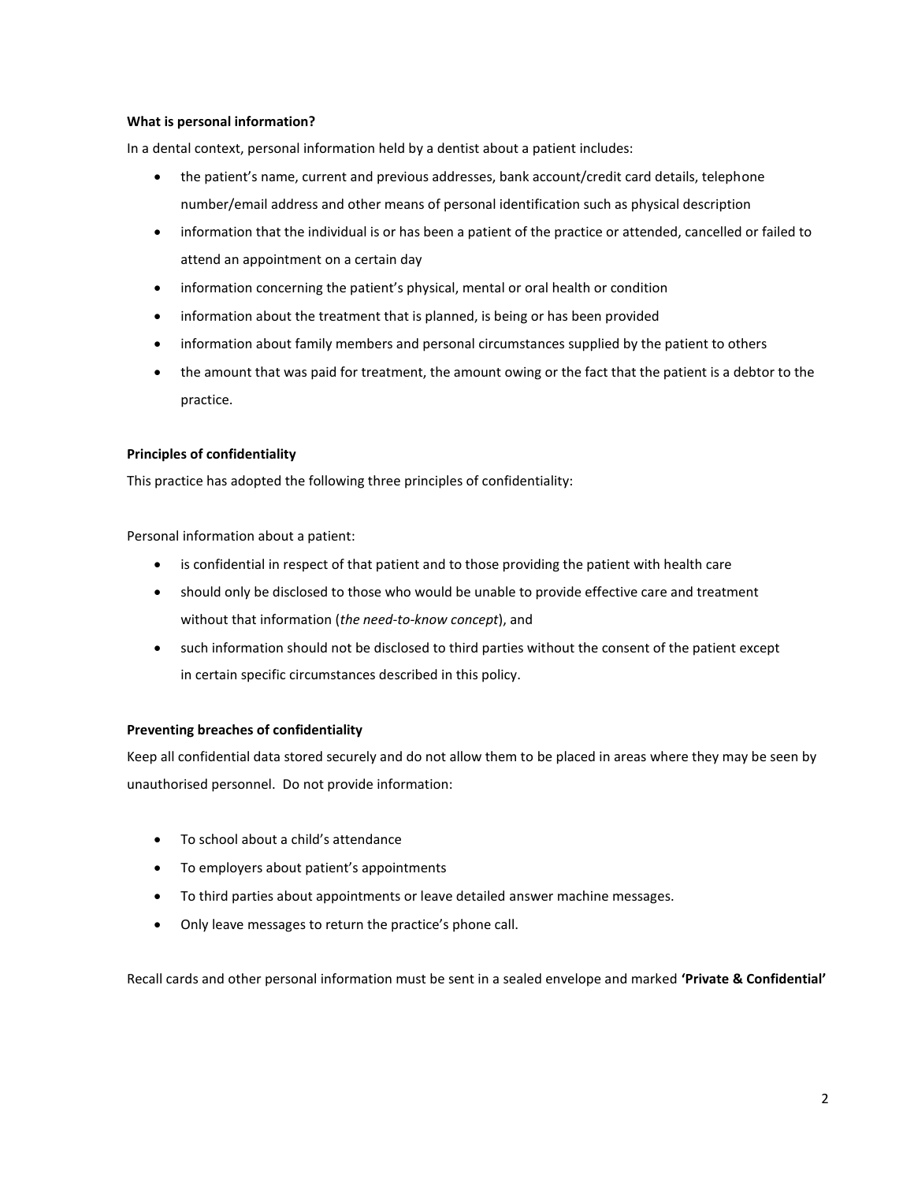**What is personal information?**

In a dental context, personal information held by a dentist about a patient includes:

- the patient's name, current and previous addresses, bank account/credit card details, telephone number/email address and other means of personal identification such as physical description
- information that the individual is or has been a patient of the practice or attended, cancelled or failed to attend an appointment on a certain day
- information concerning the patient's physical, mental or oral health or condition
- information about the treatment that is planned, is being or has been provided
- information about family members and personal circumstances supplied by the patient to others
- the amount that was paid for treatment, the amount owing or the fact that the patient is a debtor to the practice.

**Principles of confidentiality**

This practice has adopted the following three principles of confidentiality:

Personal information about a patient:

- is confidential in respect of that patient and to those providing the patient with health care
- should only be disclosed to those who would be unable to provide effective care and treatment without that information (*the need-to-know concept*), and
- such information should not be disclosed to third parties without the consent of the patient except in certain specific circumstances described in this policy.

**Preventing breaches of confidentiality**

Keep all confidential data stored securely and do not allow them to be placed in areas where they may be seen by unauthorised personnel. Do not provide information:

- To school about a child's attendance
- To employers about patient's appointments
- To third parties about appointments or leave detailed answer machine messages.
- Only leave messages to return the practice's phone call.

Recall cards and other personal information must be sent in a sealed envelope and marked **'Private & Confidential'**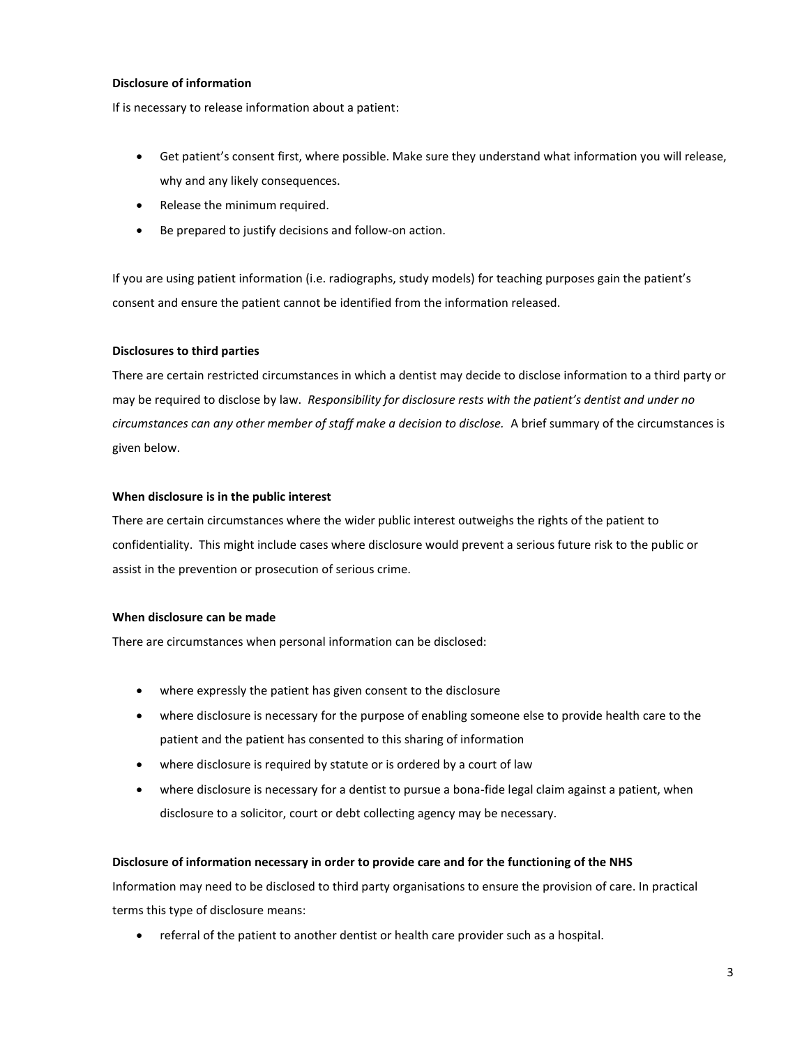**Disclosure of information**

If is necessary to release information about a patient:

- Get patient's consent first, where possible. Make sure they understand what information you will release, why and any likely consequences.
- Release the minimum required.
- Be prepared to justify decisions and follow-on action.

If you are using patient information (i.e. radiographs, study models) for teaching purposes gain the patient's consent and ensure the patient cannot be identified from the information released.

**Disclosures to third parties**

There are certain restricted circumstances in which a dentist may decide to disclose information to a third party or may be required to disclose by law. *Responsibility for disclosure rests with the patient's dentist and under no circumstances can any other member of staff make a decision to disclose.* A brief summary of the circumstances is given below.

**When disclosure is in the public interest**

There are certain circumstances where the wider public interest outweighs the rights of the patient to confidentiality. This might include cases where disclosure would prevent a serious future risk to the public or assist in the prevention or prosecution of serious crime.

**When disclosure can be made**

There are circumstances when personal information can be disclosed:

- where expressly the patient has given consent to the disclosure
- where disclosure is necessary for the purpose of enabling someone else to provide health care to the patient and the patient has consented to this sharing of information
- where disclosure is required by statute or is ordered by a court of law
- where disclosure is necessary for a dentist to pursue a bona-fide legal claim against a patient, when disclosure to a solicitor, court or debt collecting agency may be necessary.

**Disclosure of information necessary in order to provide care and for the functioning of the NHS**

Information may need to be disclosed to third party organisations to ensure the provision of care. In practical terms this type of disclosure means:

- referral of the patient to another dentist or health care provider such as a hospital.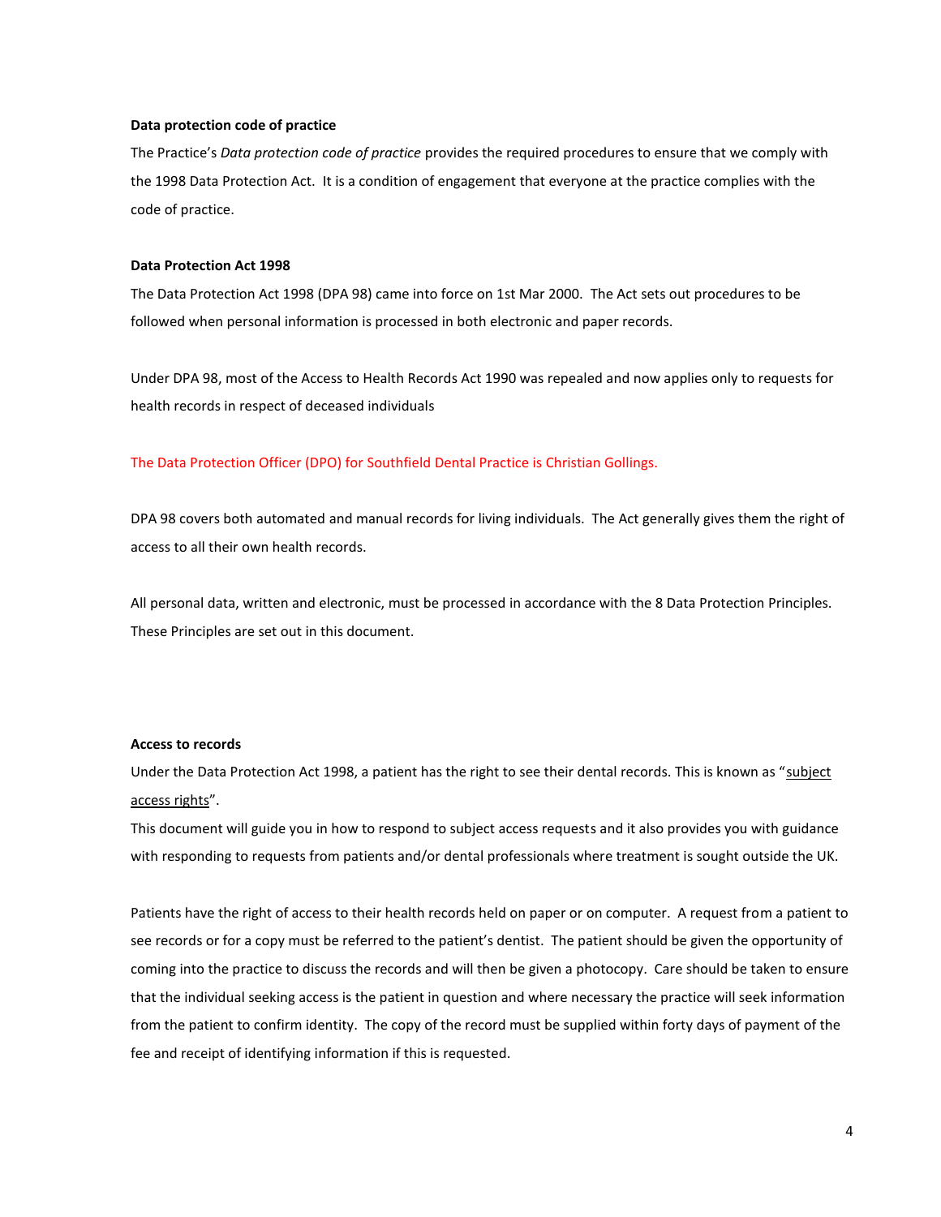**Data protection code of practice**

The Practice's *Data protection code of practice* provides the required procedures to ensure that we comply with the 1998 Data Protection Act. It is a condition of engagement that everyone at the practice complies with the code of practice.

**Data Protection Act 1998**

The Data Protection Act 1998 (DPA 98) came into force on 1st Mar 2000. The Act sets out procedures to be followed when personal information is processed in both electronic and paper records.

Under DPA 98, most of the Access to Health Records Act 1990 was repealed and now applies only to requests for health records in respect of deceased individuals

The Data Protection Officer (DPO) for Southfield Dental Practice is Christian Gollings.

DPA 98 covers both automated and manual records for living individuals. The Act generally gives them the right of access to all their own health records.

All personal data, written and electronic, must be processed in accordance with the 8 Data Protection Principles. These Principles are set out in this document.

**Access to records**

Under the Data Protection Act 1998, a patient has the right to see their dental records. This is known as "subject access rights".

This document will guide you in how to respond to subject access requests and it also provides you with guidance with responding to requests from patients and/or dental professionals where treatment is sought outside the UK.

Patients have the right of access to their health records held on paper or on computer. A request from a patient to see records or for a copy must be referred to the patient's dentist. The patient should be given the opportunity of coming into the practice to discuss the records and will then be given a photocopy. Care should be taken to ensure that the individual seeking access is the patient in question and where necessary the practice will seek information from the patient to confirm identity. The copy of the record must be supplied within forty days of payment of the fee and receipt of identifying information if this is requested.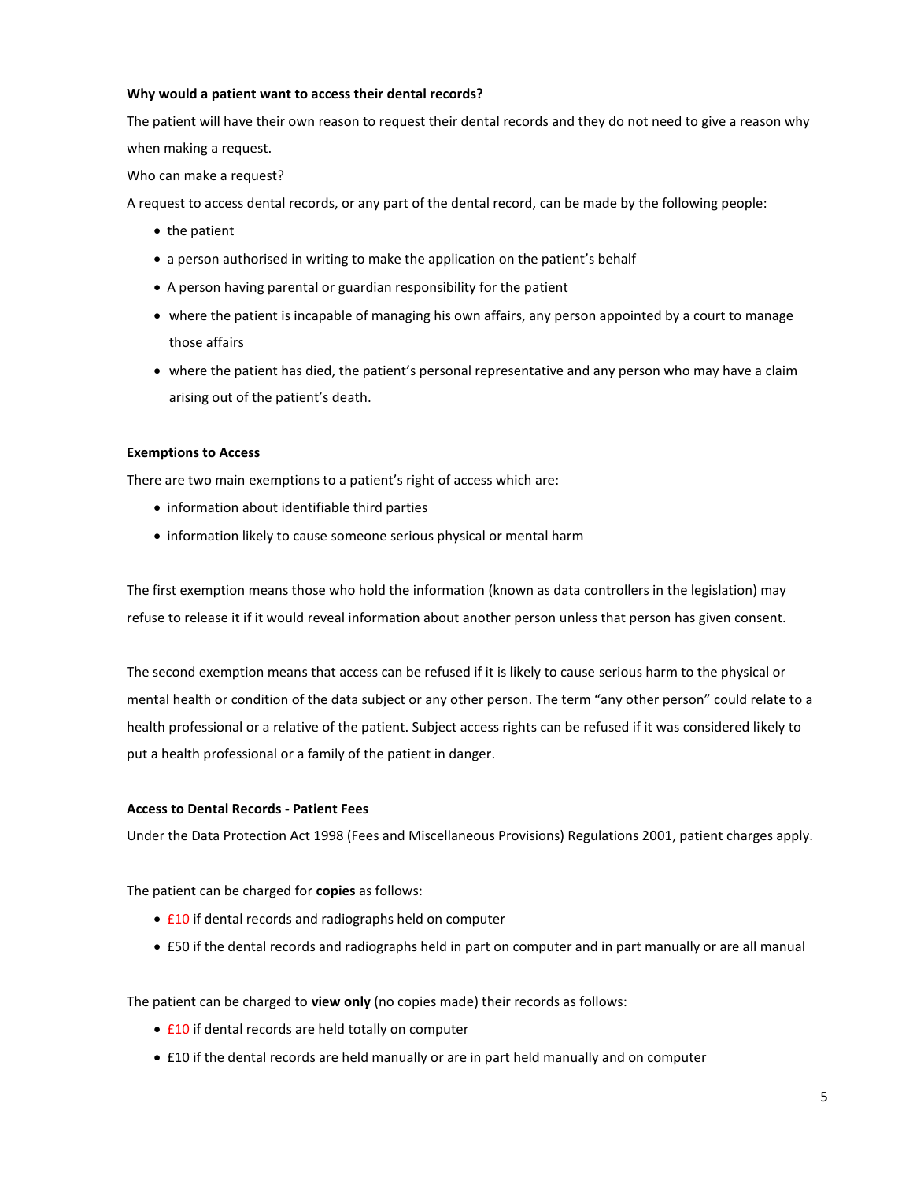**Why would a patient want to access their dental records?**

The patient will have their own reason to request their dental records and they do not need to give a reason why when making a request.

Who can make a request?

A request to access dental records, or any part of the dental record, can be made by the following people:

- the patient
- a person authorised in writing to make the application on the patient's behalf
- A person having parental or guardian responsibility for the patient
- where the patient is incapable of managing his own affairs, any person appointed by a court to manage those affairs
- where the patient has died, the patient's personal representative and any person who may have a claim arising out of the patient's death.

**Exemptions to Access**

There are two main exemptions to a patient's right of access which are:

- information about identifiable third parties
- information likely to cause someone serious physical or mental harm

The first exemption means those who hold the information (known as data controllers in the legislation) may refuse to release it if it would reveal information about another person unless that person has given consent.

The second exemption means that access can be refused if it is likely to cause serious harm to the physical or mental health or condition of the data subject or any other person. The term "any other person" could relate to a health professional or a relative of the patient. Subject access rights can be refused if it was considered likely to put a health professional or a family of the patient in danger.

**Access to Dental Records - Patient Fees**

Under the Data Protection Act 1998 (Fees and Miscellaneous Provisions) Regulations 2001, patient charges apply.

The patient can be charged for **copies** as follows:

- £10 if dental records and radiographs held on computer
- £50 if the dental records and radiographs held in part on computer and in part manually or are all manual

The patient can be charged to **view only** (no copies made) their records as follows:

- £10 if dental records are held totally on computer
- £10 if the dental records are held manually or are in part held manually and on computer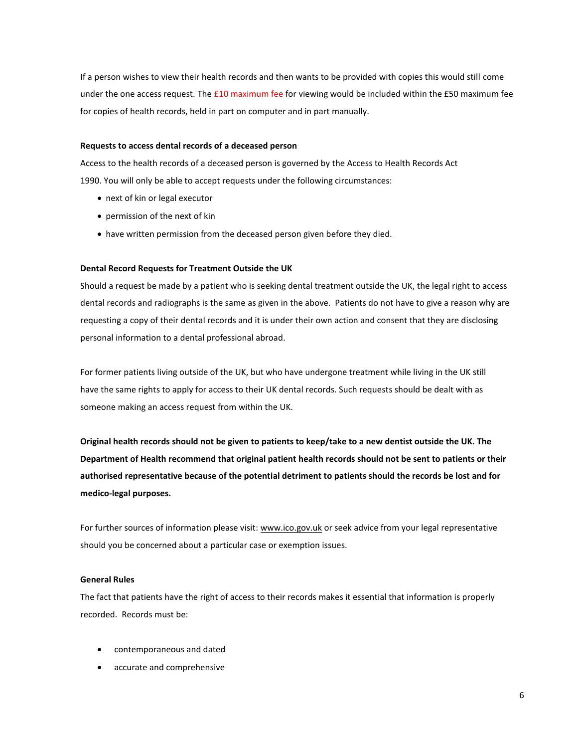If a person wishes to view their health records and then wants to be provided with copies this would still come under the one access request. The £10 maximum fee for viewing would be included within the £50 maximum fee for copies of health records, held in part on computer and in part manually.

**Requests to access dental records of a deceased person**

Access to the health records of a deceased person is governed by the Access to Health Records Act 1990. You will only be able to accept requests under the following circumstances:

- next of kin or legal executor
- permission of the next of kin
- have written permission from the deceased person given before they died.

**Dental Record Requests for Treatment Outside the UK**

Should a request be made by a patient who is seeking dental treatment outside the UK, the legal right to access dental records and radiographs is the same as given in the above. Patients do not have to give a reason why are requesting a copy of their dental records and it is under their own action and consent that they are disclosing personal information to a dental professional abroad.

For former patients living outside of the UK, but who have undergone treatment while living in the UK still have the same rights to apply for access to their UK dental records. Such requests should be dealt with as someone making an access request from within the UK.

**Original health records should not be given to patients to keep/take to a new dentist outside the UK. The Department of Health recommend that original patient health records should not be sent to patients or their authorised representative because of the potential detriment to patients should the records be lost and for medico-legal purposes.**

For further sources of information please visit: www.ico.gov.uk or seek advice from your legal representative should you be concerned about a particular case or exemption issues.

**General Rules**

The fact that patients have the right of access to their records makes it essential that information is properly recorded. Records must be:

- contemporaneous and dated
- accurate and comprehensive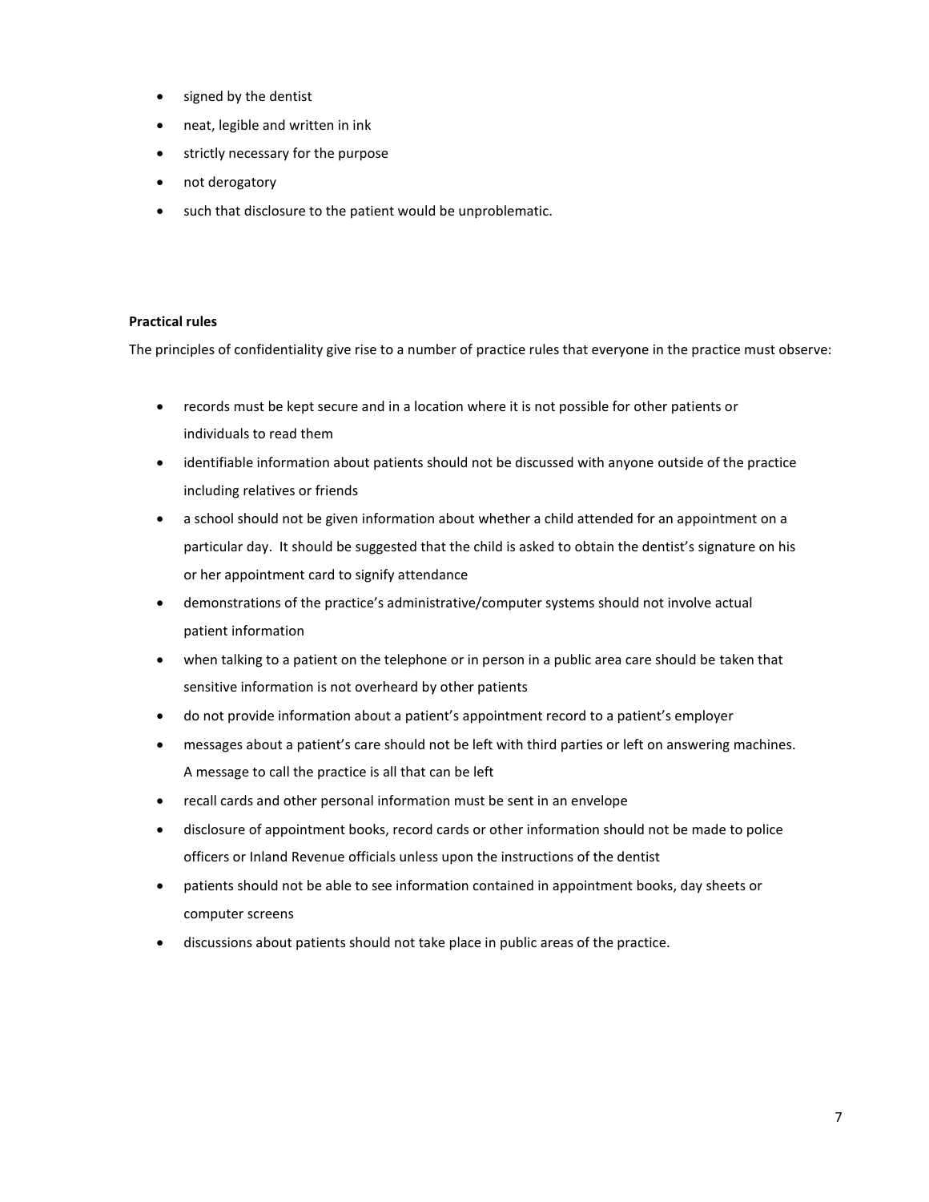- signed by the dentist
- neat, legible and written in ink
- strictly necessary for the purpose
- not derogatory
- such that disclosure to the patient would be unproblematic.

**Practical rules**

The principles of confidentiality give rise to a number of practice rules that everyone in the practice must observe:

- records must be kept secure and in a location where it is not possible for other patients or individuals to read them
- identifiable information about patients should not be discussed with anyone outside of the practice including relatives or friends
- a school should not be given information about whether a child attended for an appointment on a particular day. It should be suggested that the child is asked to obtain the dentist's signature on his or her appointment card to signify attendance
- demonstrations of the practice's administrative/computer systems should not involve actual patient information
- when talking to a patient on the telephone or in person in a public area care should be taken that sensitive information is not overheard by other patients
- do not provide information about a patient's appointment record to a patient's employer
- messages about a patient's care should not be left with third parties or left on answering machines. A message to call the practice is all that can be left
- recall cards and other personal information must be sent in an envelope
- disclosure of appointment books, record cards or other information should not be made to police officers or Inland Revenue officials unless upon the instructions of the dentist
- patients should not be able to see information contained in appointment books, day sheets or computer screens
- discussions about patients should not take place in public areas of the practice.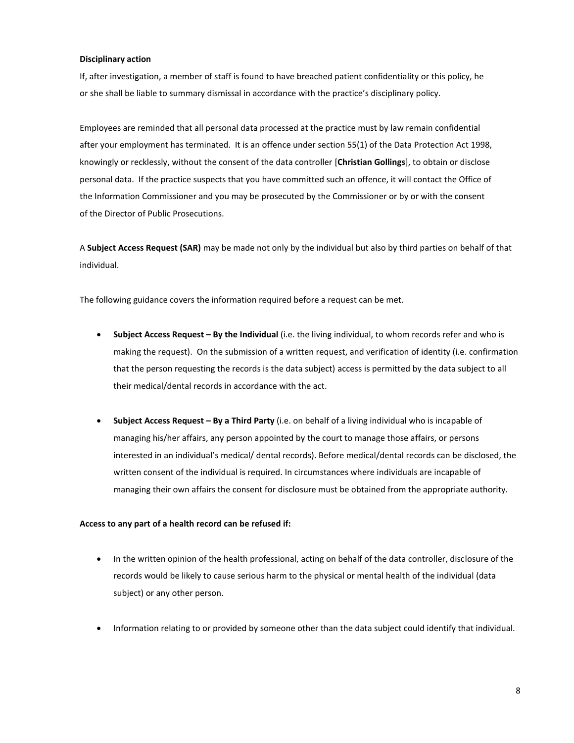**Disciplinary action**

If, after investigation, a member of staff is found to have breached patient confidentiality or this policy, he or she shall be liable to summary dismissal in accordance with the practice's disciplinary policy.

Employees are reminded that all personal data processed at the practice must by law remain confidential after your employment has terminated. It is an offence under section 55(1) of the Data Protection Act 1998, knowingly or recklessly, without the consent of the data controller [**Christian Gollings**], to obtain or disclose personal data. If the practice suspects that you have committed such an offence, it will contact the Office of the Information Commissioner and you may be prosecuted by the Commissioner or by or with the consent of the Director of Public Prosecutions.

A **Subject Access Request (SAR)** may be made not only by the individual but also by third parties on behalf of that individual.

The following guidance covers the information required before a request can be met.

- **Subject Access Request – By the Individual** (i.e. the living individual, to whom records refer and who is making the request). On the submission of a written request, and verification of identity (i.e. confirmation that the person requesting the records is the data subject) access is permitted by the data subject to all their medical/dental records in accordance with the act.

- **Subject Access Request – By a Third Party** (i.e. on behalf of a living individual who is incapable of managing his/her affairs, any person appointed by the court to manage those affairs, or persons interested in an individual's medical/ dental records). Before medical/dental records can be disclosed, the written consent of the individual is required. In circumstances where individuals are incapable of managing their own affairs the consent for disclosure must be obtained from the appropriate authority.

**Access to any part of a health record can be refused if:**

- In the written opinion of the health professional, acting on behalf of the data controller, disclosure of the records would be likely to cause serious harm to the physical or mental health of the individual (data subject) or any other person.

- Information relating to or provided by someone other than the data subject could identify that individual.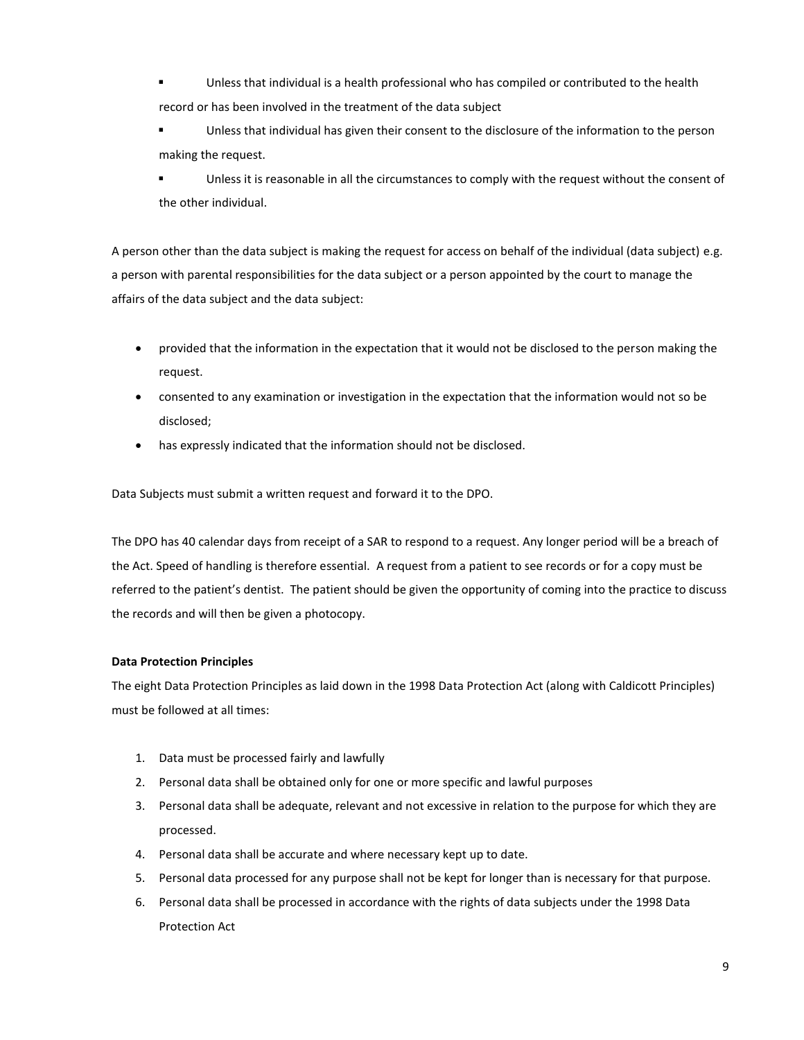- Unless that individual is a health professional who has compiled or contributed to the health record or has been involved in the treatment of the data subject
- Unless that individual has given their consent to the disclosure of the information to the person making the request.
- Unless it is reasonable in all the circumstances to comply with the request without the consent of the other individual.

A person other than the data subject is making the request for access on behalf of the individual (data subject) e.g. a person with parental responsibilities for the data subject or a person appointed by the court to manage the affairs of the data subject and the data subject:

- provided that the information in the expectation that it would not be disclosed to the person making the request.
- consented to any examination or investigation in the expectation that the information would not so be disclosed;
- has expressly indicated that the information should not be disclosed.

Data Subjects must submit a written request and forward it to the DPO.

The DPO has 40 calendar days from receipt of a SAR to respond to a request. Any longer period will be a breach of the Act. Speed of handling is therefore essential. A request from a patient to see records or for a copy must be referred to the patient's dentist. The patient should be given the opportunity of coming into the practice to discuss the records and will then be given a photocopy.

**Data Protection Principles**

The eight Data Protection Principles as laid down in the 1998 Data Protection Act (along with Caldicott Principles) must be followed at all times:

1. Data must be processed fairly and lawfully
2. Personal data shall be obtained only for one or more specific and lawful purposes
3. Personal data shall be adequate, relevant and not excessive in relation to the purpose for which they are processed.
4. Personal data shall be accurate and where necessary kept up to date.
5. Personal data processed for any purpose shall not be kept for longer than is necessary for that purpose.
6. Personal data shall be processed in accordance with the rights of data subjects under the 1998 Data Protection Act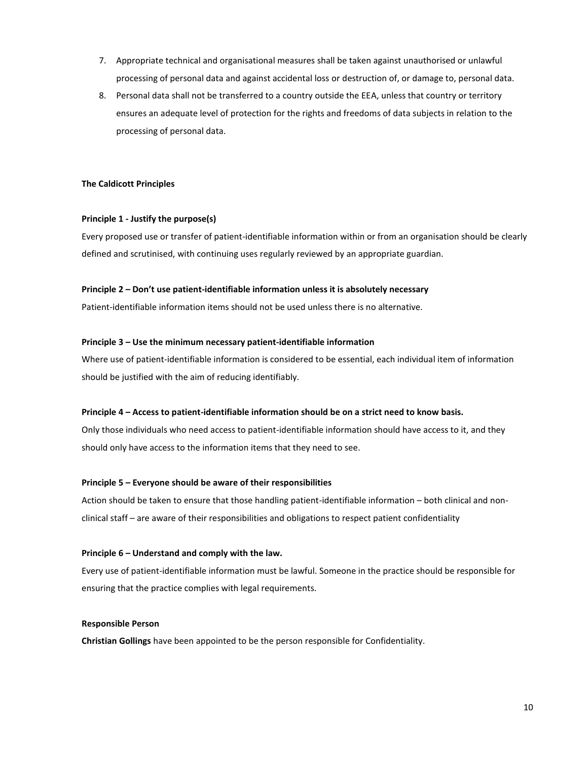7. Appropriate technical and organisational measures shall be taken against unauthorised or unlawful processing of personal data and against accidental loss or destruction of, or damage to, personal data.
8. Personal data shall not be transferred to a country outside the EEA, unless that country or territory ensures an adequate level of protection for the rights and freedoms of data subjects in relation to the processing of personal data.

**The Caldicott Principles**

**Principle 1 - Justify the purpose(s)**

Every proposed use or transfer of patient-identifiable information within or from an organisation should be clearly defined and scrutinised, with continuing uses regularly reviewed by an appropriate guardian.

**Principle 2 – Don't use patient-identifiable information unless it is absolutely necessary**

Patient-identifiable information items should not be used unless there is no alternative.

**Principle 3 – Use the minimum necessary patient-identifiable information**

Where use of patient-identifiable information is considered to be essential, each individual item of information should be justified with the aim of reducing identifiably.

**Principle 4 – Access to patient-identifiable information should be on a strict need to know basis.**

Only those individuals who need access to patient-identifiable information should have access to it, and they should only have access to the information items that they need to see.

**Principle 5 – Everyone should be aware of their responsibilities**

Action should be taken to ensure that those handling patient-identifiable information – both clinical and non-clinical staff – are aware of their responsibilities and obligations to respect patient confidentiality

**Principle 6 – Understand and comply with the law.**

Every use of patient-identifiable information must be lawful. Someone in the practice should be responsible for ensuring that the practice complies with legal requirements.

**Responsible Person**

**Christian Gollings** have been appointed to be the person responsible for Confidentiality.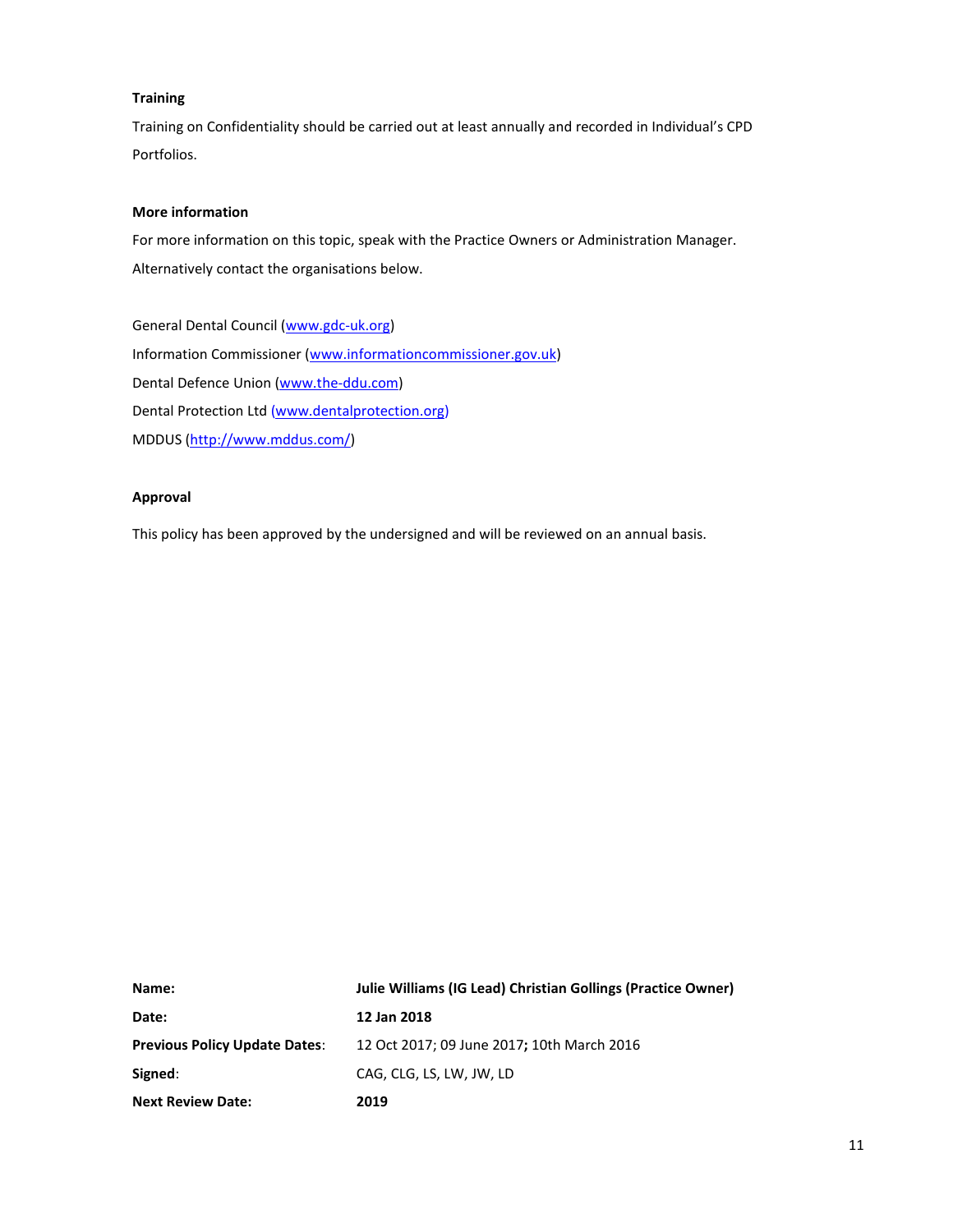### Training

Training on Confidentiality should be carried out at least annually and recorded in Individual's CPD Portfolios.

### More information

For more information on this topic, speak with the Practice Owners or Administration Manager. Alternatively contact the organisations below.

General Dental Council (www.gdc-uk.org)
Information Commissioner (www.informationcommissioner.gov.uk)
Dental Defence Union (www.the-ddu.com)
Dental Protection Ltd (www.dentalprotection.org)
MDDUS (http://www.mddus.com/)

### Approval

This policy has been approved by the undersigned and will be reviewed on an annual basis.

| | |
|---|---|
| **Name:** | **Julie Williams (IG Lead) Christian Gollings (Practice Owner)** |
| **Date:** | **12 Jan 2018** |
| **Previous Policy Update Dates**: | 12 Oct 2017; 09 June 2017**;** 10th March 2016 |
| **Signed**: | CAG, CLG, LS, LW, JW, LD |
| **Next Review Date:** | **2019** |